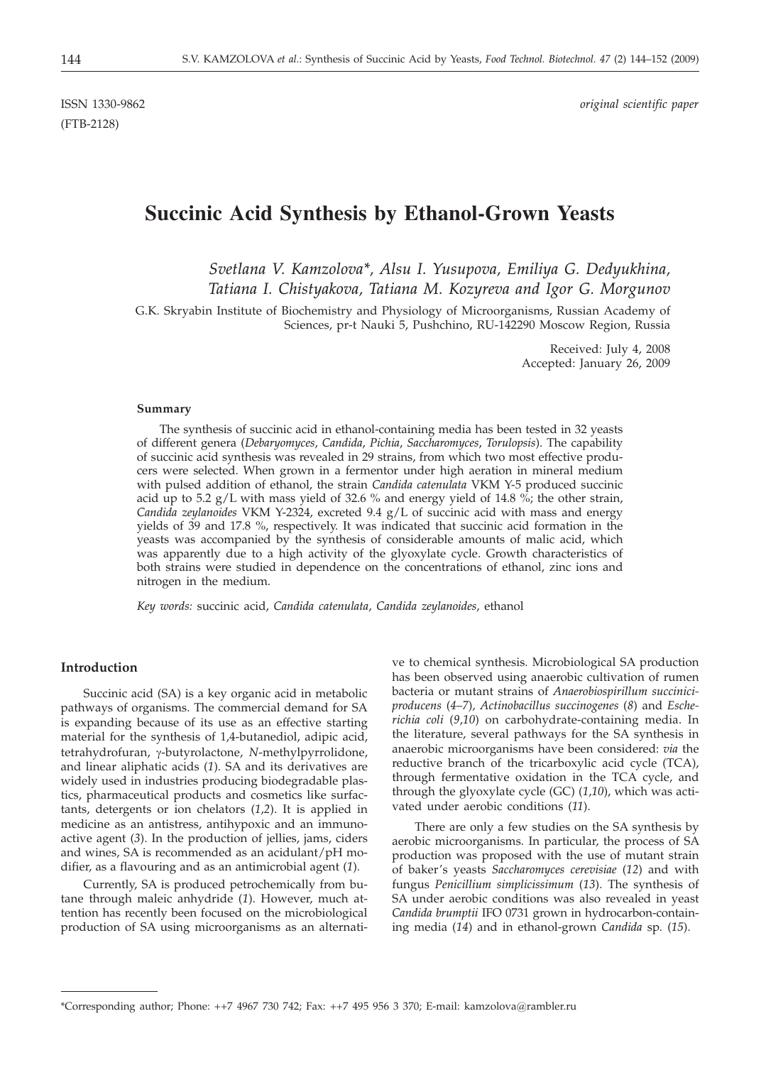ISSN 1330-9862 *original scientific paper*

(FTB-2128)

# Succinic Acid Synthesis by Ethanol-Grown Yeasts

*Svetlana V. Kamzolova\*, Alsu I. Yusupova, Emiliya G. Dedyukhina, Tatiana I. Chistyakova, Tatiana M. Kozyreva and Igor G. Morgunov*

G.K. Skryabin Institute of Biochemistry and Physiology of Microorganisms, Russian Academy of Sciences, pr-t Nauki 5, Pushchino, RU-142290 Moscow Region, Russia

Received: July 4, 2008
Accepted: January 26, 2009

#### Summary

The synthesis of succinic acid in ethanol-containing media has been tested in 32 yeasts of different genera (*Debaryomyces*, *Candida*, *Pichia*, *Saccharomyces*, *Torulopsis*). The capability of succinic acid synthesis was revealed in 29 strains, from which two most effective producers were selected. When grown in a fermentor under high aeration in mineral medium with pulsed addition of ethanol, the strain *Candida catenulata* VKM Y-5 produced succinic acid up to 5.2 g/L with mass yield of 32.6 % and energy yield of 14.8 %; the other strain, *Candida zeylanoides* VKM Y-2324, excreted 9.4 g/L of succinic acid with mass and energy yields of 39 and 17.8 %, respectively. It was indicated that succinic acid formation in the yeasts was accompanied by the synthesis of considerable amounts of malic acid, which was apparently due to a high activity of the glyoxylate cycle. Growth characteristics of both strains were studied in dependence on the concentrations of ethanol, zinc ions and nitrogen in the medium.

*Key words:* succinic acid, *Candida catenulata*, *Candida zeylanoides*, ethanol

## Introduction

Succinic acid (SA) is a key organic acid in metabolic pathways of organisms. The commercial demand for SA is expanding because of its use as an effective starting material for the synthesis of 1,4-butanediol, adipic acid, tetrahydrofuran, γ-butyrolactone, *N*-methylpyrrolidone, and linear aliphatic acids (*1*). SA and its derivatives are widely used in industries producing biodegradable plastics, pharmaceutical products and cosmetics like surfactants, detergents or ion chelators (*1,2*). It is applied in medicine as an antistress, antihypoxic and an immunoactive agent (*3*). In the production of jellies, jams, ciders and wines, SA is recommended as an acidulant/pH modifier, as a flavouring and as an antimicrobial agent (*1*).

Currently, SA is produced petrochemically from butane through maleic anhydride (*1*). However, much attention has recently been focused on the microbiological production of SA using microorganisms as an alternative to chemical synthesis. Microbiological SA production has been observed using anaerobic cultivation of rumen bacteria or mutant strains of *Anaerobiospirillum succiniciproducens* (*4–7*), *Actinobacillus succinogenes* (*8*) and *Escherichia coli* (*9,10*) on carbohydrate-containing media. In the literature, several pathways for the SA synthesis in anaerobic microorganisms have been considered: *via* the reductive branch of the tricarboxylic acid cycle (TCA), through fermentative oxidation in the TCA cycle, and through the glyoxylate cycle (GC) (*1,10*), which was activated under aerobic conditions (*11*).

There are only a few studies on the SA synthesis by aerobic microorganisms. In particular, the process of SA production was proposed with the use of mutant strain of baker's yeasts *Saccharomyces cerevisiae* (*12*) and with fungus *Penicillium simplicissimum* (*13*). The synthesis of SA under aerobic conditions was also revealed in yeast *Candida brumptii* IFO 0731 grown in hydrocarbon-containing media (*14*) and in ethanol-grown *Candida* sp. (*15*).

\*Corresponding author; Phone: ++7 4967 730 742; Fax: ++7 495 956 3 370; E-mail: kamzolova@rambler.ru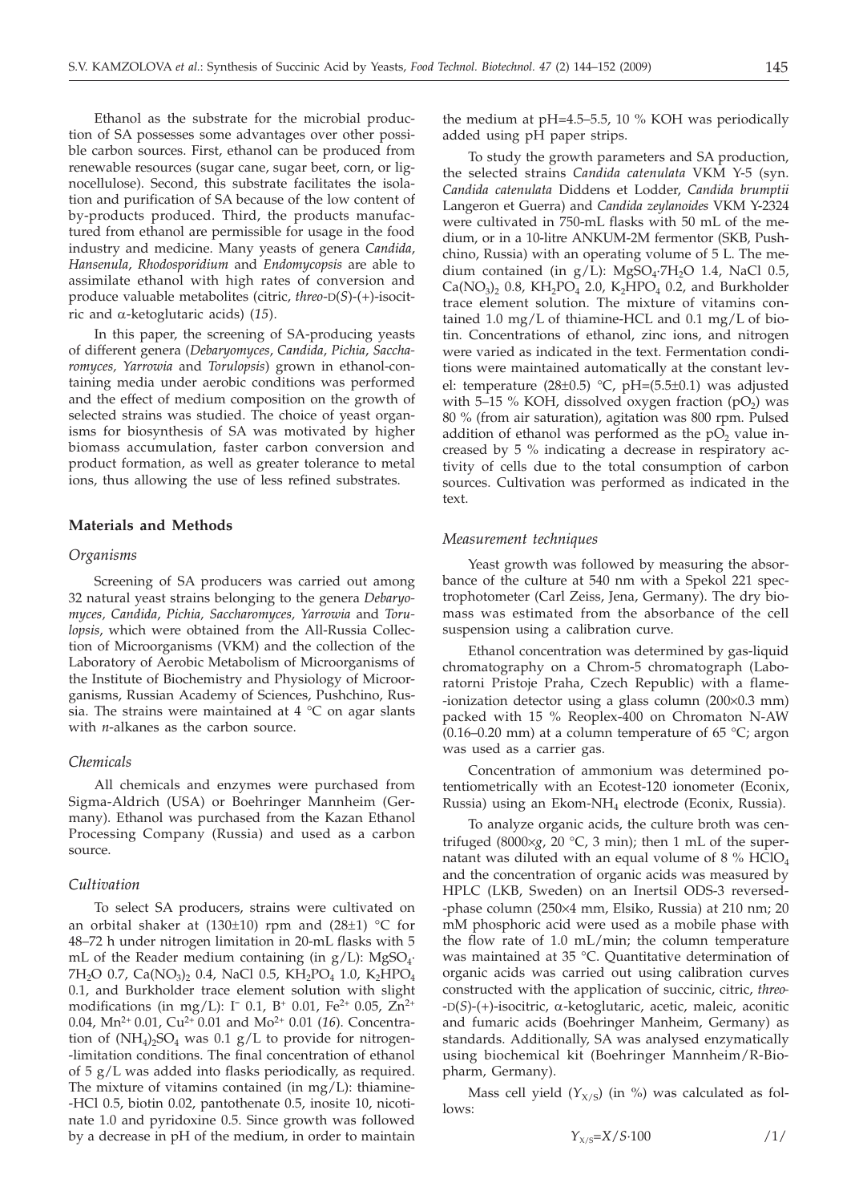Ethanol as the substrate for the microbial production of SA possesses some advantages over other possible carbon sources. First, ethanol can be produced from renewable resources (sugar cane, sugar beet, corn, or lignocellulose). Second, this substrate facilitates the isolation and purification of SA because of the low content of by-products produced. Third, the products manufactured from ethanol are permissible for usage in the food industry and medicine. Many yeasts of genera *Candida*, *Hansenula*, *Rhodosporidium* and *Endomycopsis* are able to assimilate ethanol with high rates of conversion and produce valuable metabolites (citric, *threo*-D(*S*)-(+)-isocitric and α-ketoglutaric acids) (*15*).

In this paper, the screening of SA-producing yeasts of different genera (*Debaryomyces*, *Candida*, *Pichia*, *Saccharomyces*, *Yarrowia* and *Torulopsis*) grown in ethanol-containing media under aerobic conditions was performed and the effect of medium composition on the growth of selected strains was studied. The choice of yeast organisms for biosynthesis of SA was motivated by higher biomass accumulation, faster carbon conversion and product formation, as well as greater tolerance to metal ions, thus allowing the use of less refined substrates.

## Materials and Methods

### Organisms

Screening of SA producers was carried out among 32 natural yeast strains belonging to the genera *Debaryomyces, Candida, Pichia, Saccharomyces, Yarrowia* and *Torulopsis*, which were obtained from the All-Russia Collection of Microorganisms (VKM) and the collection of the Laboratory of Aerobic Metabolism of Microorganisms of the Institute of Biochemistry and Physiology of Microorganisms, Russian Academy of Sciences, Pushchino, Russia. The strains were maintained at 4 °C on agar slants with *n*-alkanes as the carbon source.

### Chemicals

All chemicals and enzymes were purchased from Sigma-Aldrich (USA) or Boehringer Mannheim (Germany). Ethanol was purchased from the Kazan Ethanol Processing Company (Russia) and used as a carbon source.

### Cultivation

To select SA producers, strains were cultivated on an orbital shaker at (130±10) rpm and (28±1) °C for 48–72 h under nitrogen limitation in 20-mL flasks with 5 mL of the Reader medium containing (in g/L): $MgSO_4 \cdot 7H_2O$ 0.7, $Ca(NO_3)_2$ 0.4, NaCl 0.5, $KH_2PO_4$ 1.0, $K_2HPO_4$ 0.1, and Burkholder trace element solution with slight modifications (in mg/L): $I^-$ 0.1, $B^+$ 0.01, $Fe^{2+}$ 0.05, $Zn^{2+}$ 0.04, $Mn^{2+}$ 0.01, $Cu^{2+}$ 0.01 and $Mo^{2+}$ 0.01 (*16*). Concentration of $(NH_4)_2SO_4$ was 0.1 g/L to provide for nitrogen-limitation conditions. The final concentration of ethanol of 5 g/L was added into flasks periodically, as required. The mixture of vitamins contained (in mg/L): thiamine-HCl 0.5, biotin 0.02, pantothenate 0.5, inosite 10, nicotinate 1.0 and pyridoxine 0.5. Since growth was followed by a decrease in pH of the medium, in order to maintain the medium at pH=4.5–5.5, 10 % KOH was periodically added using pH paper strips.

To study the growth parameters and SA production, the selected strains *Candida catenulata* VKM Y-5 (syn. *Candida catenulata* Diddens et Lodder, *Candida brumptii* Langeron et Guerra) and *Candida zeylanoides* VKM Y-2324 were cultivated in 750-mL flasks with 50 mL of the medium, or in a 10-litre ANKUM-2M fermentor (SKB, Pushchino, Russia) with an operating volume of 5 L. The medium contained (in g/L): $MgSO_4 \cdot 7H_2O$ 1.4, NaCl 0.5, $Ca(NO_3)_2$ 0.8, $KH_2PO_4$ 2.0, $K_2HPO_4$ 0.2, and Burkholder trace element solution. The mixture of vitamins contained 1.0 mg/L of thiamine-HCL and 0.1 mg/L of biotin. Concentrations of ethanol, zinc ions, and nitrogen were varied as indicated in the text. Fermentation conditions were maintained automatically at the constant level: temperature (28±0.5) °C, pH=(5.5±0.1) was adjusted with 5–15 % KOH, dissolved oxygen fraction ($pO_2$) was 80 % (from air saturation), agitation was 800 rpm. Pulsed addition of ethanol was performed as the $pO_2$ value increased by 5 % indicating a decrease in respiratory activity of cells due to the total consumption of carbon sources. Cultivation was performed as indicated in the text.

### Measurement techniques

Yeast growth was followed by measuring the absorbance of the culture at 540 nm with a Spekol 221 spectrophotometer (Carl Zeiss, Jena, Germany). The dry biomass was estimated from the absorbance of the cell suspension using a calibration curve.

Ethanol concentration was determined by gas-liquid chromatography on a Chrom-5 chromatograph (Laboratorni Pristoje Praha, Czech Republic) with a flame-ionization detector using a glass column (200×0.3 mm) packed with 15 % Reoplex-400 on Chromaton N-AW (0.16–0.20 mm) at a column temperature of 65 °C; argon was used as a carrier gas.

Concentration of ammonium was determined potentiometrically with an Ecotest-120 ionometer (Econix, Russia) using an Ekom-$NH_4$ electrode (Econix, Russia).

To analyze organic acids, the culture broth was centrifuged (8000×*g*, 20 °C, 3 min); then 1 mL of the supernatant was diluted with an equal volume of 8 % $HClO_4$ and the concentration of organic acids was measured by HPLC (LKB, Sweden) on an Inertsil ODS-3 reversed-phase column (250×4 mm, Elsiko, Russia) at 210 nm; 20 mM phosphoric acid were used as a mobile phase with the flow rate of 1.0 mL/min; the column temperature was maintained at 35 °C. Quantitative determination of organic acids was carried out using calibration curves constructed with the application of succinic, citric, *threo*-D(*S*)-(+)-isocitric, α-ketoglutaric, acetic, maleic, aconitic and fumaric acids (Boehringer Manheim, Germany) as standards. Additionally, SA was analysed enzymatically using biochemical kit (Boehringer Mannheim/R-Biopharm, Germany).

Mass cell yield ($Y_{X/S}$) (in %) was calculated as follows:

$$Y_{X/S}=X/S\cdot 100 \qquad /1/$$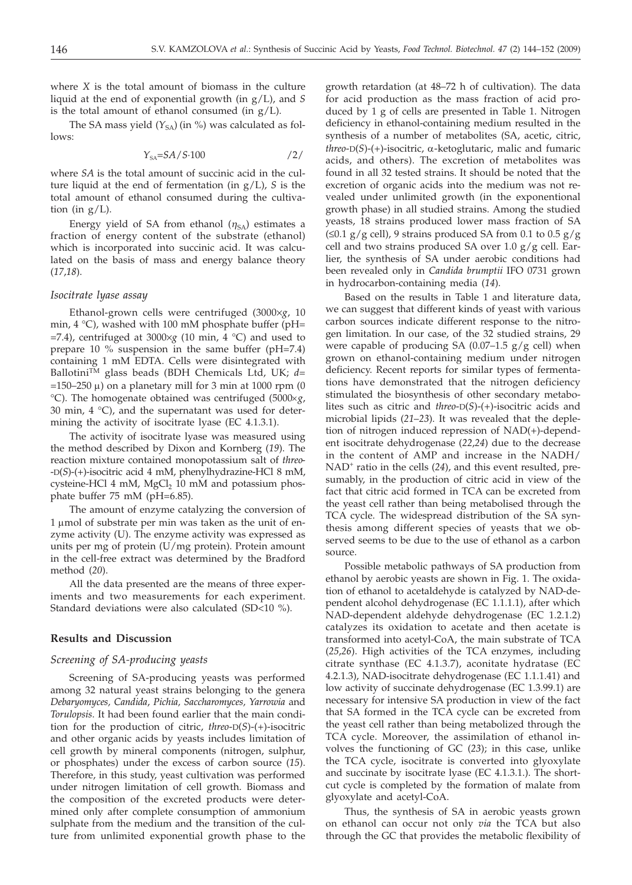where $X$ is the total amount of biomass in the culture liquid at the end of exponential growth (in g/L), and $S$ is the total amount of ethanol consumed (in g/L).

The SA mass yield ($Y_{SA}$) (in %) was calculated as follows:

$$Y_{SA}=SA/S\cdot 100 \qquad /2/$$

where $SA$ is the total amount of succinic acid in the culture liquid at the end of fermentation (in g/L), $S$ is the total amount of ethanol consumed during the cultivation (in g/L).

Energy yield of SA from ethanol ($\eta_{SA}$) estimates a fraction of energy content of the substrate (ethanol) which is incorporated into succinic acid. It was calculated on the basis of mass and energy balance theory (*17,18*).

### *Isocitrate lyase assay*

Ethanol-grown cells were centrifuged (3000×*g*, 10 min, 4 °C), washed with 100 mM phosphate buffer (pH=7.4), centrifuged at 3000×*g* (10 min, 4 °C) and used to prepare 10 % suspension in the same buffer (pH=7.4) containing 1 mM EDTA. Cells were disintegrated with Ballotini™ glass beads (BDH Chemicals Ltd, UK; $d$=150–250 μ) on a planetary mill for 3 min at 1000 rpm (0 °C). The homogenate obtained was centrifuged (5000×*g*, 30 min, 4 °C), and the supernatant was used for determining the activity of isocitrate lyase (EC 4.1.3.1).

The activity of isocitrate lyase was measured using the method described by Dixon and Kornberg (*19*). The reaction mixture contained monopotassium salt of *threo*-D(*S*)-(+)-isocitric acid 4 mM, phenylhydrazine-HCl 8 mM, cysteine-HCl 4 mM, $MgCl_2$ 10 mM and potassium phosphate buffer 75 mM (pH=6.85).

The amount of enzyme catalyzing the conversion of 1 μmol of substrate per min was taken as the unit of enzyme activity (U). The enzyme activity was expressed as units per mg of protein (U/mg protein). Protein amount in the cell-free extract was determined by the Bradford method (*20*).

All the data presented are the means of three experiments and two measurements for each experiment. Standard deviations were also calculated (SD<10 %).

## Results and Discussion

### *Screening of SA-producing yeasts*

Screening of SA-producing yeasts was performed among 32 natural yeast strains belonging to the genera *Debaryomyces*, *Candida*, *Pichia*, *Saccharomyces*, *Yarrowia* and *Torulopsis*. It had been found earlier that the main condition for the production of citric, *threo*-D(*S*)-(+)-isocitric and other organic acids by yeasts includes limitation of cell growth by mineral components (nitrogen, sulphur, or phosphates) under the excess of carbon source (*15*). Therefore, in this study, yeast cultivation was performed under nitrogen limitation of cell growth. Biomass and the composition of the excreted products were determined only after complete consumption of ammonium sulphate from the medium and the transition of the culture from unlimited exponential growth phase to the growth retardation (at 48–72 h of cultivation). The data for acid production as the mass fraction of acid produced by 1 g of cells are presented in Table 1. Nitrogen deficiency in ethanol-containing medium resulted in the synthesis of a number of metabolites (SA, acetic, citric, *threo*-D(*S*)-(+)-isocitric, α-ketoglutaric, malic and fumaric acids, and others). The excretion of metabolites was found in all 32 tested strains. It should be noted that the excretion of organic acids into the medium was not revealed under unlimited growth (in the exponentional growth phase) in all studied strains. Among the studied yeasts, 18 strains produced lower mass fraction of SA (≤0.1 g/g cell), 9 strains produced SA from 0.1 to 0.5 g/g cell and two strains produced SA over 1.0 g/g cell. Earlier, the synthesis of SA under aerobic conditions had been revealed only in *Candida brumptii* IFO 0731 grown in hydrocarbon-containing media (*14*).

Based on the results in Table 1 and literature data, we can suggest that different kinds of yeast with various carbon sources indicate different response to the nitrogen limitation. In our case, of the 32 studied strains, 29 were capable of producing SA (0.07–1.5 g/g cell) when grown on ethanol-containing medium under nitrogen deficiency. Recent reports for similar types of fermentations have demonstrated that the nitrogen deficiency stimulated the biosynthesis of other secondary metabolites such as citric and *threo*-D(*S*)-(+)-isocitric acids and microbial lipids (*21–23*). It was revealed that the depletion of nitrogen induced repression of NAD(+)-dependent isocitrate dehydrogenase (*22,24*) due to the decrease in the content of AMP and increase in the $NADH/NAD^+$ ratio in the cells (*24*), and this event resulted, presumably, in the production of citric acid in view of the fact that citric acid formed in TCA can be excreted from the yeast cell rather than being metabolised through the TCA cycle. The widespread distribution of the SA synthesis among different species of yeasts that we observed seems to be due to the use of ethanol as a carbon source.

Possible metabolic pathways of SA production from ethanol by aerobic yeasts are shown in Fig. 1. The oxidation of ethanol to acetaldehyde is catalyzed by NAD-dependent alcohol dehydrogenase (EC 1.1.1.1), after which NAD-dependent aldehyde dehydrogenase (EC 1.2.1.2) catalyzes its oxidation to acetate and then acetate is transformed into acetyl-CoA, the main substrate of TCA (*25,26*). High activities of the TCA enzymes, including citrate synthase (EC 4.1.3.7), aconitate hydratase (EC 4.2.1.3), NAD-isocitrate dehydrogenase (EC 1.1.1.41) and low activity of succinate dehydrogenase (EC 1.3.99.1) are necessary for intensive SA production in view of the fact that SA formed in the TCA cycle can be excreted from the yeast cell rather than being metabolized through the TCA cycle. Moreover, the assimilation of ethanol involves the functioning of GC (*23*); in this case, unlike the TCA cycle, isocitrate is converted into glyoxylate and succinate by isocitrate lyase (EC 4.1.3.1.). The shortcut cycle is completed by the formation of malate from glyoxylate and acetyl-CoA.

Thus, the synthesis of SA in aerobic yeasts grown on ethanol can occur not only *via* the TCA but also through the GC that provides the metabolic flexibility of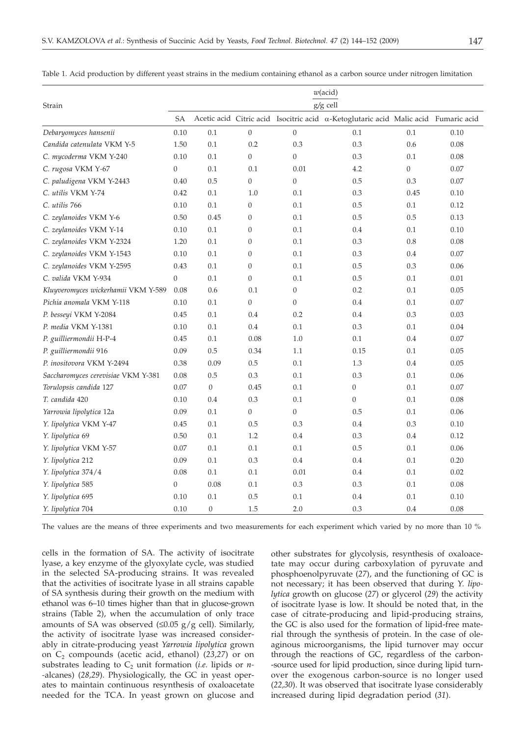Table 1. Acid production by different yeast strains in the medium containing ethanol as a carbon source under nitrogen limitation

| Strain | $w$(acid) / (g/g cell) | | | | | | |
|---|---|---|---|---|---|---|---|
| | SA | Acetic acid | Citric acid | Isocitric acid | α-Ketoglutaric acid | Malic acid | Fumaric acid |
| *Debaryomyces hansenii* | 0.10 | 0.1 | 0 | 0 | 0.1 | 0.1 | 0.10 |
| *Candida catenulata* VKM Y-5 | 1.50 | 0.1 | 0.2 | 0.3 | 0.3 | 0.6 | 0.08 |
| *C. mycoderma* VKM Y-240 | 0.10 | 0.1 | 0 | 0 | 0.3 | 0.1 | 0.08 |
| *C. rugosa* VKM Y-67 | 0 | 0.1 | 0.1 | 0.01 | 4.2 | 0 | 0.07 |
| *C. paludigena* VKM Y-2443 | 0.40 | 0.5 | 0 | 0 | 0.5 | 0.3 | 0.07 |
| *C. utilis* VKM Y-74 | 0.42 | 0.1 | 1.0 | 0.1 | 0.3 | 0.45 | 0.10 |
| *C. utilis* 766 | 0.10 | 0.1 | 0 | 0.1 | 0.5 | 0.1 | 0.12 |
| *C. zeylanoides* VKM Y-6 | 0.50 | 0.45 | 0 | 0.1 | 0.5 | 0.5 | 0.13 |
| *C. zeylanoides* VKM Y-14 | 0.10 | 0.1 | 0 | 0.1 | 0.4 | 0.1 | 0.10 |
| *C. zeylanoides* VKM Y-2324 | 1.20 | 0.1 | 0 | 0.1 | 0.3 | 0.8 | 0.08 |
| *C. zeylanoides* VKM Y-1543 | 0.10 | 0.1 | 0 | 0.1 | 0.3 | 0.4 | 0.07 |
| *C. zeylanoides* VKM Y-2595 | 0.43 | 0.1 | 0 | 0.1 | 0.5 | 0.3 | 0.06 |
| *C. valida* VKM Y-934 | 0 | 0.1 | 0 | 0.1 | 0.5 | 0.1 | 0.01 |
| *Kluyveromyces wickerhamii* VKM Y-589 | 0.08 | 0.6 | 0.1 | 0 | 0.2 | 0.1 | 0.05 |
| *Pichia anomala* VKM Y-118 | 0.10 | 0.1 | 0 | 0 | 0.4 | 0.1 | 0.07 |
| *P. besseyi* VKM Y-2084 | 0.45 | 0.1 | 0.4 | 0.2 | 0.4 | 0.3 | 0.03 |
| *P. media* VKM Y-1381 | 0.10 | 0.1 | 0.4 | 0.1 | 0.3 | 0.1 | 0.04 |
| *P. guilliermondii* H-P-4 | 0.45 | 0.1 | 0.08 | 1.0 | 0.1 | 0.4 | 0.07 |
| *P. guilliermondii* 916 | 0.09 | 0.5 | 0.34 | 1.1 | 0.15 | 0.1 | 0.05 |
| *P. inositovora* VKM Y-2494 | 0.38 | 0.09 | 0.5 | 0.1 | 1.3 | 0.4 | 0.05 |
| *Saccharomyces cerevisiae* VKM Y-381 | 0.08 | 0.5 | 0.3 | 0.1 | 0.3 | 0.1 | 0.06 |
| *Torulopsis candida* 127 | 0.07 | 0 | 0.45 | 0.1 | 0 | 0.1 | 0.07 |
| *T. candida* 420 | 0.10 | 0.4 | 0.3 | 0.1 | 0 | 0.1 | 0.08 |
| *Yarrowia lipolytica* 12a | 0.09 | 0.1 | 0 | 0 | 0.5 | 0.1 | 0.06 |
| *Y. lipolytica* VKM Y-47 | 0.45 | 0.1 | 0.5 | 0.3 | 0.4 | 0.3 | 0.10 |
| *Y. lipolytica* 69 | 0.50 | 0.1 | 1.2 | 0.4 | 0.3 | 0.4 | 0.12 |
| *Y. lipolytica* VKM Y-57 | 0.07 | 0.1 | 0.1 | 0.1 | 0.5 | 0.1 | 0.06 |
| *Y. lipolytica* 212 | 0.09 | 0.1 | 0.3 | 0.4 | 0.4 | 0.1 | 0.20 |
| *Y. lipolytica* 374/4 | 0.08 | 0.1 | 0.1 | 0.01 | 0.4 | 0.1 | 0.02 |
| *Y. lipolytica* 585 | 0 | 0.08 | 0.1 | 0.3 | 0.3 | 0.1 | 0.08 |
| *Y. lipolytica* 695 | 0.10 | 0.1 | 0.5 | 0.1 | 0.4 | 0.1 | 0.10 |
| *Y. lipolytica* 704 | 0.10 | 0 | 1.5 | 2.0 | 0.3 | 0.4 | 0.08 |

The values are the means of three experiments and two measurements for each experiment which varied by no more than 10 %

cells in the formation of SA. The activity of isocitrate lyase, a key enzyme of the glyoxylate cycle, was studied in the selected SA-producing strains. It was revealed that the activities of isocitrate lyase in all strains capable of SA synthesis during their growth on the medium with ethanol was 6–10 times higher than that in glucose-grown strains (Table 2), when the accumulation of only trace amounts of SA was observed (≤0.05 g/g cell). Similarly, the activity of isocitrate lyase was increased considerably in citrate-producing yeast *Yarrowia lipolytica* grown on $C_2$ compounds (acetic acid, ethanol) (*23,27*) or on substrates leading to $C_2$ unit formation (*i.e.* lipids or *n*-alcanes) (*28,29*). Physiologically, the GC in yeast operates to maintain continuous resynthesis of oxaloacetate needed for the TCA. In yeast grown on glucose and other substrates for glycolysis, resynthesis of oxaloacetate may occur during carboxylation of pyruvate and phosphoenolpyruvate (*27*), and the functioning of GC is not necessary; it has been observed that during *Y. lipolytica* growth on glucose (*27*) or glycerol (*29*) the activity of isocitrate lyase is low. It should be noted that, in the case of citrate-producing and lipid-producing strains, the GC is also used for the formation of lipid-free material through the synthesis of protein. In the case of oleaginous microorganisms, the lipid turnover may occur through the reactions of GC, regardless of the carbon-source used for lipid production, since during lipid turnover the exogenous carbon-source is no longer used (*22,30*). It was observed that isocitrate lyase considerably increased during lipid degradation period (*31*).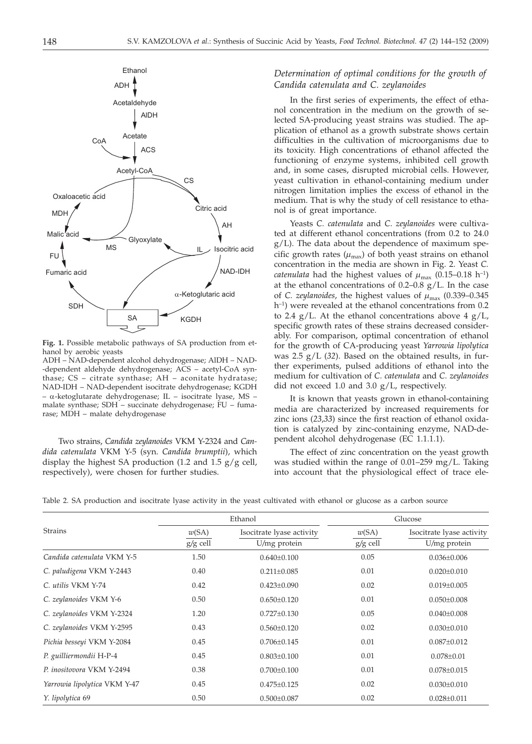Fig. 1. Possible metabolic pathways of SA production from ethanol by aerobic yeasts

ADH – NAD-dependent alcohol dehydrogenase; AlDH – NAD-dependent aldehyde dehydrogenase; ACS – acetyl-CoA synthase; CS – citrate synthase; AH – aconitate hydratase; NAD-IDH – NAD-dependent isocitrate dehydrogenase; KGDH – α-ketoglutarate dehydrogenase; IL – isocitrate lyase, MS – malate synthase; SDH – succinate dehydrogenase; FU – fumarase; MDH – malate dehydrogenase

Two strains, *Candida zeylanoides* VKM Y-2324 and *Candida catenulata* VKM Y-5 (syn. *Candida brumptii*), which display the highest SA production (1.2 and 1.5 g/g cell, respectively), were chosen for further studies.

### *Determination of optimal conditions for the growth of Candida catenulata and C. zeylanoides*

In the first series of experiments, the effect of ethanol concentration in the medium on the growth of selected SA-producing yeast strains was studied. The application of ethanol as a growth substrate shows certain difficulties in the cultivation of microorganisms due to its toxicity. High concentrations of ethanol affected the functioning of enzyme systems, inhibited cell growth and, in some cases, disrupted microbial cells. However, yeast cultivation in ethanol-containing medium under nitrogen limitation implies the excess of ethanol in the medium. That is why the study of cell resistance to ethanol is of great importance.

Yeasts *C. catenulata* and *C. zeylanoides* were cultivated at different ethanol concentrations (from 0.2 to 24.0 g/L). The data about the dependence of maximum specific growth rates ($\mu_{max}$) of both yeast strains on ethanol concentration in the media are shown in Fig. 2. Yeast *C. catenulata* had the highest values of $\mu_{max}$ (0.15–0.18 $h^{-1}$) at the ethanol concentrations of 0.2–0.8 g/L. In the case of *C. zeylanoides*, the highest values of $\mu_{max}$ (0.339–0.345 $h^{-1}$) were revealed at the ethanol concentrations from 0.2 to 2.4 g/L. At the ethanol concentrations above 4 g/L, specific growth rates of these strains decreased considerably. For comparison, optimal concentration of ethanol for the growth of CA-producing yeast *Yarrowia lipolytica* was 2.5 g/L (*32*). Based on the obtained results, in further experiments, pulsed additions of ethanol into the medium for cultivation of *C. catenulata* and *C. zeylanoides* did not exceed 1.0 and 3.0 g/L, respectively.

It is known that yeasts grown in ethanol-containing media are characterized by increased requirements for zinc ions (*23,33*) since the first reaction of ethanol oxidation is catalyzed by zinc-containing enzyme, NAD-dependent alcohol dehydrogenase (EC 1.1.1.1).

The effect of zinc concentration on the yeast growth was studied within the range of 0.01–259 mg/L. Taking into account that the physiological effect of trace ele-

Table 2. SA production and isocitrate lyase activity in the yeast cultivated with ethanol or glucose as a carbon source

| Strains | Ethanol | | Glucose | |
|---|---|---|---|---|
| | $w$(SA) / g/g cell | Isocitrate lyase activity / U/mg protein | $w$(SA) / g/g cell | Isocitrate lyase activity / U/mg protein |
| *Candida catenulata* VKM Y-5 | 1.50 | 0.640±0.100 | 0.05 | 0.036±0.006 |
| *C. paludigena* VKM Y-2443 | 0.40 | 0.211±0.085 | 0.01 | 0.020±0.010 |
| *C. utilis* VKM Y-74 | 0.42 | 0.423±0.090 | 0.02 | 0.019±0.005 |
| *C. zeylanoides* VKM Y-6 | 0.50 | 0.650±0.120 | 0.01 | 0.050±0.008 |
| *C. zeylanoides* VKM Y-2324 | 1.20 | 0.727±0.130 | 0.05 | 0.040±0.008 |
| *C. zeylanoides* VKM Y-2595 | 0.43 | 0.560±0.120 | 0.02 | 0.030±0.010 |
| *Pichia besseyi* VKM Y-2084 | 0.45 | 0.706±0.145 | 0.01 | 0.087±0.012 |
| *P. guilliermondii* H-P-4 | 0.45 | 0.803±0.100 | 0.01 | 0.078±0.01 |
| *P. inositovora* VKM Y-2494 | 0.38 | 0.700±0.100 | 0.01 | 0.078±0.015 |
| *Yarrowia lipolytica* VKM Y-47 | 0.45 | 0.475±0.125 | 0.02 | 0.030±0.010 |
| *Y. lipolytica* 69 | 0.50 | 0.500±0.087 | 0.02 | 0.028±0.011 |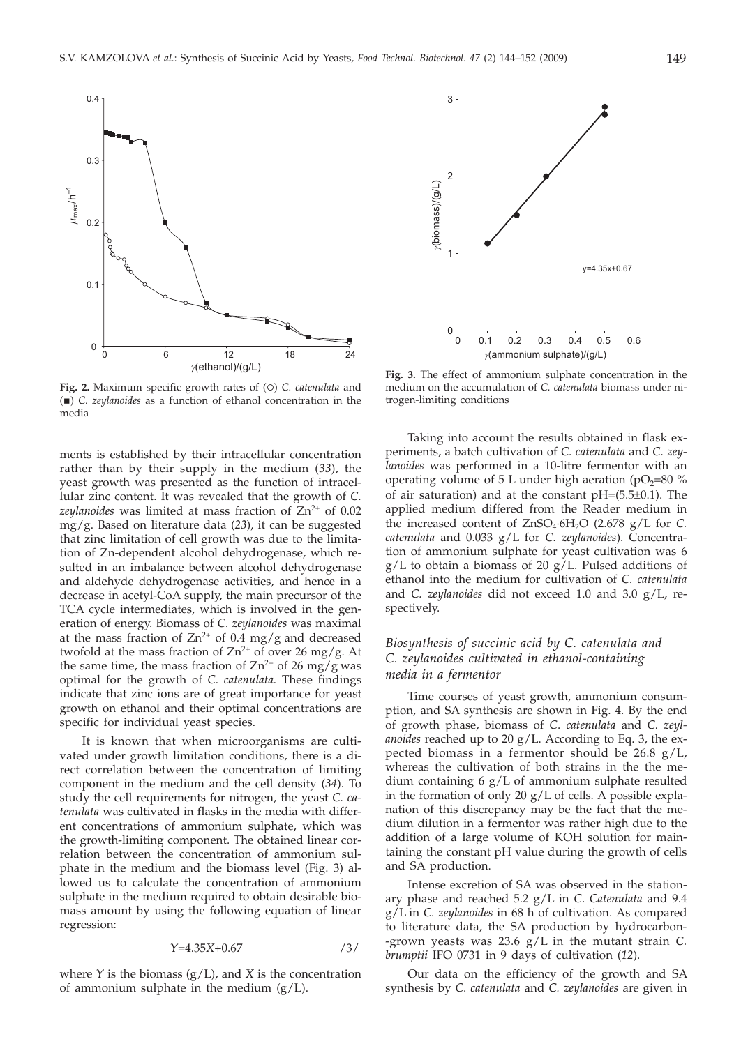Fig. 2. Maximum specific growth rates of (○) *C. catenulata* and (■) *C. zeylanoides* as a function of ethanol concentration in the media

Fig. 3. The effect of ammonium sulphate concentration in the medium on the accumulation of *C. catenulata* biomass under nitrogen-limiting conditions

ments is established by their intracellular concentration rather than by their supply in the medium (*33*), the yeast growth was presented as the function of intracellular zinc content. It was revealed that the growth of *C. zeylanoides* was limited at mass fraction of $Zn^{2+}$ of 0.02 mg/g. Based on literature data (*23*), it can be suggested that zinc limitation of cell growth was due to the limitation of Zn-dependent alcohol dehydrogenase, which resulted in an imbalance between alcohol dehydrogenase and aldehyde dehydrogenase activities, and hence in a decrease in acetyl-CoA supply, the main precursor of the TCA cycle intermediates, which is involved in the generation of energy. Biomass of *C. zeylanoides* was maximal at the mass fraction of $Zn^{2+}$ of 0.4 mg/g and decreased twofold at the mass fraction of $Zn^{2+}$ of over 26 mg/g. At the same time, the mass fraction of $Zn^{2+}$ of 26 mg/g was optimal for the growth of *C. catenulata*. These findings indicate that zinc ions are of great importance for yeast growth on ethanol and their optimal concentrations are specific for individual yeast species.

It is known that when microorganisms are cultivated under growth limitation conditions, there is a direct correlation between the concentration of limiting component in the medium and the cell density (*34*). To study the cell requirements for nitrogen, the yeast *C. catenulata* was cultivated in flasks in the media with different concentrations of ammonium sulphate, which was the growth-limiting component. The obtained linear correlation between the concentration of ammonium sulphate in the medium and the biomass level (Fig. 3) allowed us to calculate the concentration of ammonium sulphate in the medium required to obtain desirable biomass amount by using the following equation of linear regression:

$$Y=4.35X+0.67 \qquad /3/$$

where *Y* is the biomass (g/L), and *X* is the concentration of ammonium sulphate in the medium (g/L).

Taking into account the results obtained in flask experiments, a batch cultivation of *C. catenulata* and *C. zeylanoides* was performed in a 10-litre fermentor with an operating volume of 5 L under high aeration ($pO_2$=80 % of air saturation) and at the constant pH=(5.5±0.1). The applied medium differed from the Reader medium in the increased content of $ZnSO_4{\cdot}6H_2O$ (2.678 g/L for *C. catenulata* and 0.033 g/L for *C. zeylanoides*). Concentration of ammonium sulphate for yeast cultivation was 6 g/L to obtain a biomass of 20 g/L. Pulsed additions of ethanol into the medium for cultivation of *C. catenulata* and *C. zeylanoides* did not exceed 1.0 and 3.0 g/L, respectively.

### *Biosynthesis of succinic acid by C. catenulata and C. zeylanoides cultivated in ethanol-containing media in a fermentor*

Time courses of yeast growth, ammonium consumption, and SA synthesis are shown in Fig. 4. By the end of growth phase, biomass of *C. catenulata* and *C. zeylanoides* reached up to 20 g/L. According to Eq. 3, the expected biomass in a fermentor should be 26.8 g/L, whereas the cultivation of both strains in the the medium containing 6 g/L of ammonium sulphate resulted in the formation of only 20 g/L of cells. A possible explanation of this discrepancy may be the fact that the medium dilution in a fermentor was rather high due to the addition of a large volume of KOH solution for maintaining the constant pH value during the growth of cells and SA production.

Intense excretion of SA was observed in the stationary phase and reached 5.2 g/L in *C. Catenulata* and 9.4 g/L in *C. zeylanoides* in 68 h of cultivation. As compared to literature data, the SA production by hydrocarbon-grown yeasts was 23.6 g/L in the mutant strain *C. brumptii* IFO 0731 in 9 days of cultivation (*12*).

Our data on the efficiency of the growth and SA synthesis by *C. catenulata* and *C. zeylanoides* are given in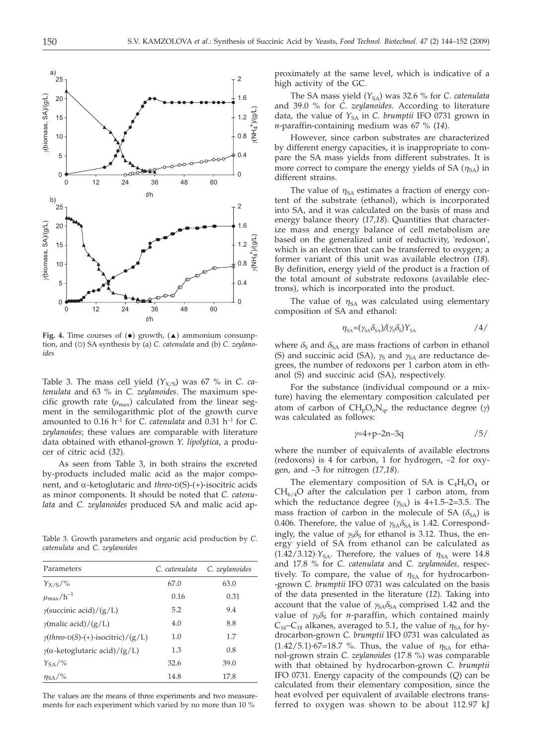**Fig. 4.** Time courses of (●) growth, (▲) ammonium consumption, and (○) SA synthesis by (a) *C. catenulata* and (b) *C. zeylanoides*

Table 3. The mass cell yield ($Y_{X/S}$) was 67 % in *C. catenulata* and 63 % in *C. zeylanoides*. The maximum specific growth rate ($\mu_{max}$) calculated from the linear segment in the semilogarithmic plot of the growth curve amounted to 0.16 $h^{-1}$ for *C. catenulata* and 0.31 $h^{-1}$ for *C. zeylanoides*; these values are comparable with literature data obtained with ethanol-grown *Y. lipolytica*, a producer of citric acid (*32*).

As seen from Table 3, in both strains the excreted by-products included malic acid as the major component, and α-ketoglutaric and *threo*-D(S)-(+)-isocitric acids as minor components. It should be noted that *C. catenulata* and *C. zeylanoides* produced SA and malic acid approximately at the same level, which is indicative of a high activity of the GC.

Table 3. Growth parameters and organic acid production by *C. catenulata* and *C. zeylanoides*

| Parameters | *C. catenulata* | *C. zeylanoides* |
|---|---|---|
| $Y_{X/S}$/% | 67.0 | 63.0 |
| $\mu_{max}$/$h^{-1}$ | 0.16 | 0.31 |
| $\gamma$(succinic acid)/(g/L) | 5.2 | 9.4 |
| $\gamma$(malic acid)/(g/L) | 4.0 | 8.8 |
| $\gamma$(*threo*-D(*S*)-(+)-isocitric)/(g/L) | 1.0 | 1.7 |
| $\gamma$(α-ketoglutaric acid)/(g/L) | 1.3 | 0.8 |
| $Y_{SA}$/% | 32.6 | 39.0 |
| $\eta_{SA}$/% | 14.8 | 17.8 |

The values are the means of three experiments and two measurements for each experiment which varied by no more than 10 %

The SA mass yield ($Y_{SA}$) was 32.6 % for *C. catenulata* and 39.0 % for *C. zeylanoides*. According to literature data, the value of $Y_{SA}$ in *C. brumptii* IFO 0731 grown in *n*-paraffin-containing medium was 67 % (*14*).

However, since carbon substrates are characterized by different energy capacities, it is inappropriate to compare the SA mass yields from different substrates. It is more correct to compare the energy yields of SA ($\eta_{SA}$) in different strains.

The value of $\eta_{SA}$ estimates a fraction of energy content of the substrate (ethanol), which is incorporated into SA, and it was calculated on the basis of mass and energy balance theory (*17,18*). Quantities that characterize mass and energy balance of cell metabolism are based on the generalized unit of reductivity, 'redoxon', which is an electron that can be transferred to oxygen; a former variant of this unit was available electron (*18*). By definition, energy yield of the product is a fraction of the total amount of substrate redoxons (available electrons), which is incorporated into the product.

The value of $\eta_{SA}$ was calculated using elementary composition of SA and ethanol:

$$\eta_{SA}=(\gamma_{SA}\delta_{SA})/(\gamma_S\delta_S)Y_{SA} \qquad /4/$$

where $\delta_S$ and $\delta_{SA}$ are mass fractions of carbon in ethanol (S) and succinic acid (SA), $\gamma_S$ and $\gamma_{SA}$ are reductance degrees, the number of redoxons per 1 carbon atom in ethanol (S) and succinic acid (SA), respectively.

For the substance (individual compound or a mixture) having the elementary composition calculated per atom of carbon of $CH_pO_nN_q$, the reductance degree ($\gamma$) was calculated as follows:

$$\gamma=4+p-2n-3q \qquad /5/$$

where the number of equivalents of available electrons (redoxons) is 4 for carbon, 1 for hydrogen, –2 for oxygen, and –3 for nitrogen (*17,18*).

The elementary composition of SA is $C_4H_6O_4$ or $CH_{6/4}O$ after the calculation per 1 carbon atom, from which the reductance degree ($\gamma_{SA}$) is 4+1.5–2=3.5. The mass fraction of carbon in the molecule of SA ($\delta_{SA}$) is 0.406. Therefore, the value of $\gamma_{SA}\delta_{SA}$ is 1.42. Correspondingly, the value of $\gamma_S\delta_S$ for ethanol is 3.12. Thus, the energy yield of SA from ethanol can be calculated as $(1.42/3.12)\cdot Y_{SA}$. Therefore, the values of $\eta_{SA}$ were 14.8 and 17.8 % for *C. catenulata* and *C. zeylanoides*, respectively. To compare, the value of $\eta_{SA}$ for hydrocarbon-grown *C. brumptii* IFO 0731 was calculated on the basis of the data presented in the literature (*12*). Taking into account that the value of $\gamma_{SA}\delta_{SA}$ comprised 1.42 and the value of $\gamma_S\delta_S$ for *n*-paraffin, which contained mainly $C_{16}$–$C_{18}$ alkanes, averaged to 5.1, the value of $\eta_{SA}$ for hydrocarbon-grown *C. brumptii* IFO 0731 was calculated as $(1.42/5.1)\cdot 67=18.7$ %. Thus, the value of $\eta_{SA}$ for ethanol-grown strain *C. zeylanoides* (17.8 %) was comparable with that obtained by hydrocarbon-grown *C. brumptii* IFO 0731. Energy capacity of the compounds (*Q*) can be calculated from their elementary composition, since the heat evolved per equivalent of available electrons transferred to oxygen was shown to be about 112.97 kJ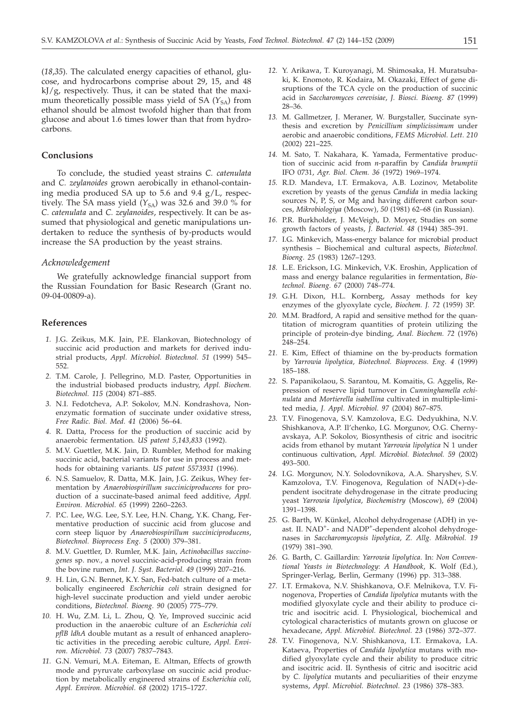(*18,35*). The calculated energy capacities of ethanol, glucose, and hydrocarbons comprise about 29, 15, and 48 kJ/g, respectively. Thus, it can be stated that the maximum theoretically possible mass yield of SA ($Y_{SA}$) from ethanol should be almost twofold higher than that from glucose and about 1.6 times lower than that from hydrocarbons.

## Conclusions

To conclude, the studied yeast strains *C. catenulata* and *C. zeylanoides* grown aerobically in ethanol-containing media produced SA up to 5.6 and 9.4 g/L, respectively. The SA mass yield ($Y_{SA}$) was 32.6 and 39.0 % for *C. catenulata* and *C. zeylanoides*, respectively. It can be assumed that physiological and genetic manipulations undertaken to reduce the synthesis of by-products would increase the SA production by the yeast strains.

### *Acknowledgement*

We gratefully acknowledge financial support from the Russian Foundation for Basic Research (Grant no. 09-04-00809-a).

## References

1. J.G. Zeikus, M.K. Jain, P.E. Elankovan, Biotechnology of succinic acid production and markets for derived industrial products, *Appl. Microbiol. Biotechnol. 51* (1999) 545–552.
2. T.M. Carole, J. Pellegrino, M.D. Paster, Opportunities in the industrial biobased products industry, *Appl. Biochem. Biotechnol. 115* (2004) 871–885.
3. N.I. Fedotcheva, A.P. Sokolov, M.N. Kondrashova, Nonenzymatic formation of succinate under oxidative stress, *Free Radic. Biol. Med. 41* (2006) 56–64.
4. R. Datta, Process for the production of succinic acid by anaerobic fermentation. *US patent 5,143,833* (1992).
5. M.V. Guettler, M.K. Jain, D. Rumbler, Method for making succinic acid, bacterial variants for use in process and methods for obtaining variants. *US patent 5573931* (1996).
6. N.S. Samuelov, R. Datta, M.K. Jain, J.G. Zeikus, Whey fermentation by *Anaerobiospirillum succiniciproducens* for production of a succinate-based animal feed additive, *Appl. Environ. Microbiol. 65* (1999) 2260–2263.
7. P.C. Lee, W.G. Lee, S.Y. Lee, H.N. Chang, Y.K. Chang, Fermentative production of succinic acid from glucose and corn steep liquor by *Anaerobiospirillum succiniciproducens*, *Biotechnol. Bioprocess Eng. 5* (2000) 379–381.
8. M.V. Guettler, D. Rumler, M.K. Jain, *Actinobacillus succinogenes* sp. nov., a novel succinic-acid-producing strain from the bovine rumen, *Int. J. Syst. Bacteriol. 49* (1999) 207–216.
9. H. Lin, G.N. Bennet, K.Y. San, Fed-batch culture of a metabolically engineered *Escherichia coli* strain designed for high-level succinate production and yield under aerobic conditions, *Biotechnol. Bioeng. 90* (2005) 775–779.
10. H. Wu, Z.M. Li, L. Zhou, Q. Ye, Improved succinic acid production in the anaerobic culture of an *Escherichia coli pflB ldhA* double mutant as a result of enhanced anaplerotic activities in the preceding aerobic culture, *Appl. Environ. Microbiol. 73* (2007) 7837–7843.
11. G.N. Vemuri, M.A. Eiteman, E. Altman, Effects of growth mode and pyruvate carboxylase on succinic acid production by metabolically engineered strains of *Escherichia coli*, *Appl. Environ. Microbiol. 68* (2002) 1715–1727.
12. Y. Arikawa, T. Kuroyanagi, M. Shimosaka, H. Muratsubaki, K. Enomoto, R. Kodaira, M. Okazaki, Effect of gene disruptions of the TCA cycle on the production of succinic acid in *Saccharomyces cerevisiae*, *J. Biosci. Bioeng. 87* (1999) 28–36.
13. M. Gallmetzer, J. Meraner, W. Burgstaller, Succinate synthesis and excretion by *Penicillium simplicissimum* under aerobic and anaerobic conditions, *FEMS Microbiol. Lett. 210* (2002) 221–225.
14. M. Sato, T. Nakahara, K. Yamada, Fermentative production of succinic acid from *n*-paraffin by *Candida brumptii* IFO 0731, *Agr. Biol. Chem. 36* (1972) 1969–1974.
15. R.D. Mandeva, I.T. Ermakova, A.B. Lozinov, Metabolite excretion by yeasts of the genus *Candida* in media lacking sources N, P, S, or Mg and having different carbon sources, *Mikrobiologiya* (Moscow), *50* (1981) 62–68 (in Russian).
16. P.R. Burkholder, J. McVeigh, D. Moyer, Studies on some growth factors of yeasts, *J. Bacteriol. 48* (1944) 385–391.
17. I.G. Minkevich, Mass-energy balance for microbial product synthesis – Biochemical and cultural aspects, *Biotechnol. Bioeng. 25* (1983) 1267–1293.
18. L.E. Erickson, I.G. Minkevich, V.K. Eroshin, Application of mass and energy balance regularities in fermentation, *Biotechnol. Bioeng. 67* (2000) 748–774.
19. G.H. Dixon, H.L. Kornberg, Assay methods for key enzymes of the glyoxylate cycle, *Biochem. J. 72* (1959) 3P.
20. M.M. Bradford, A rapid and sensitive method for the quantitation of microgram quantities of protein utilizing the principle of protein-dye binding, *Anal. Biochem. 72* (1976) 248–254.
21. E. Kim, Effect of thiamine on the by-products formation by *Yarrowia lipolytica*, *Biotechnol. Bioprocess. Eng. 4* (1999) 185–188.
22. S. Papanikolaou, S. Sarantou, M. Komaitis, G. Aggelis, Repression of reserve lipid turnover in *Cunninghamella echinulata* and *Mortierella isabellina* cultivated in multiple-limited media, *J. Appl. Microbiol. 97* (2004) 867–875.
23. T.V. Finogenova, S.V. Kamzolova, E.G. Dedyukhina, N.V. Shishkanova, A.P. Il'chenko, I.G. Morgunov, O.G. Chernyavskaya, A.P. Sokolov, Biosynthesis of citric and isocitric acids from ethanol by mutant *Yarrowia lipolytica* N 1 under continuous cultivation, *Appl. Microbiol. Biotechnol. 59* (2002) 493–500.
24. I.G. Morgunov, N.Y. Solodovnikova, A.A. Sharyshev, S.V. Kamzolova, T.V. Finogenova, Regulation of NAD(+)-dependent isocitrate dehydrogenase in the citrate producing yeast *Yarrowia lipolytica*, *Biochemistry* (Moscow), *69* (2004) 1391–1398.
25. G. Barth, W. Künkel, Alcohol dehydrogenase (ADH) in yeast. II. $NAD^+$- and $NADP^+$-dependent alcohol dehydrogenases in *Saccharomycopsis lipolytica*, *Z. Allg. Mikrobiol. 19* (1979) 381–390.
26. G. Barth, C. Gaillardin: *Yarrowia lipolytica*. In: *Non Conventional Yeasts in Biotechnology*: *A Handbook*, K. Wolf (Ed.), Springer-Verlag, Berlin, Germany (1996) pp. 313–388.
27. I.T. Ermakova, N.V. Shishkanova, O.F. Melnikova, T.V. Finogenova, Properties of *Candida lipolytica* mutants with the modified glyoxylate cycle and their ability to produce citric and isocitric acid. I. Physiological, biochemical and cytological characteristics of mutants grown on glucose or hexadecane, *Appl. Microbiol. Biotechnol. 23* (1986) 372–377.
28. T.V. Finogenova, N.V. Shishkanova, I.T. Ermakova, I.A. Kataeva, Properties of *Candida lipolytica* mutans with modified glyoxylate cycle and their ability to produce citric and isocitric acid. II. Synthesis of citric and isocitric acid by *C. lipolytica* mutants and peculiarities of their enzyme systems, *Appl. Microbiol. Biotechnol. 23* (1986) 378–383.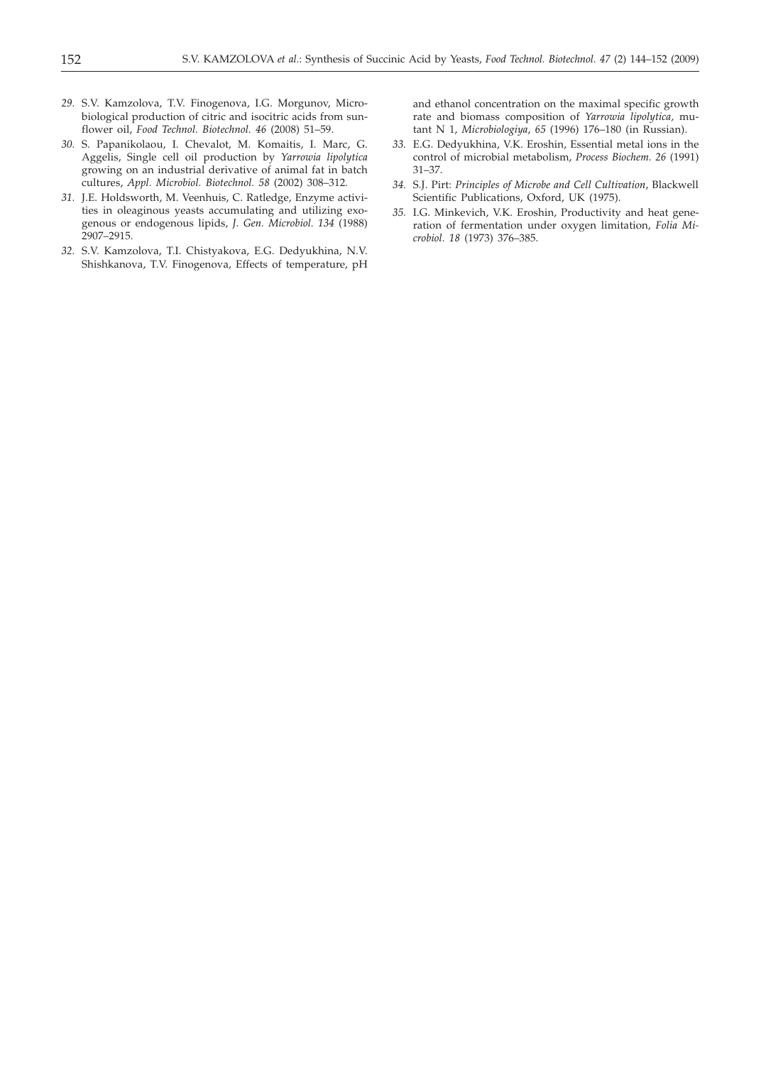*29.* S.V. Kamzolova, T.V. Finogenova, I.G. Morgunov, Microbiological production of citric and isocitric acids from sunflower oil, *Food Technol. Biotechnol. 46* (2008) 51–59.

*30.* S. Papanikolaou, I. Chevalot, M. Komaitis, I. Marc, G. Aggelis, Single cell oil production by *Yarrowia lipolytica* growing on an industrial derivative of animal fat in batch cultures, *Appl. Microbiol. Biotechnol. 58* (2002) 308–312.

*31.* J.E. Holdsworth, M. Veenhuis, C. Ratledge, Enzyme activities in oleaginous yeasts accumulating and utilizing exogenous or endogenous lipids, *J. Gen. Microbiol. 134* (1988) 2907–2915.

*32.* S.V. Kamzolova, T.I. Chistyakova, E.G. Dedyukhina, N.V. Shishkanova, T.V. Finogenova, Effects of temperature, pH and ethanol concentration on the maximal specific growth rate and biomass composition of *Yarrowia lipolytica*, mutant N 1, *Microbiologiya*, *65* (1996) 176–180 (in Russian).

*33.* E.G. Dedyukhina, V.K. Eroshin, Essential metal ions in the control of microbial metabolism, *Process Biochem. 26* (1991) 31–37.

*34.* S.J. Pirt: *Principles of Microbe and Cell Cultivation*, Blackwell Scientific Publications, Oxford, UK (1975).

*35.* I.G. Minkevich, V.K. Eroshin, Productivity and heat generation of fermentation under oxygen limitation, *Folia Microbiol. 18* (1973) 376–385.